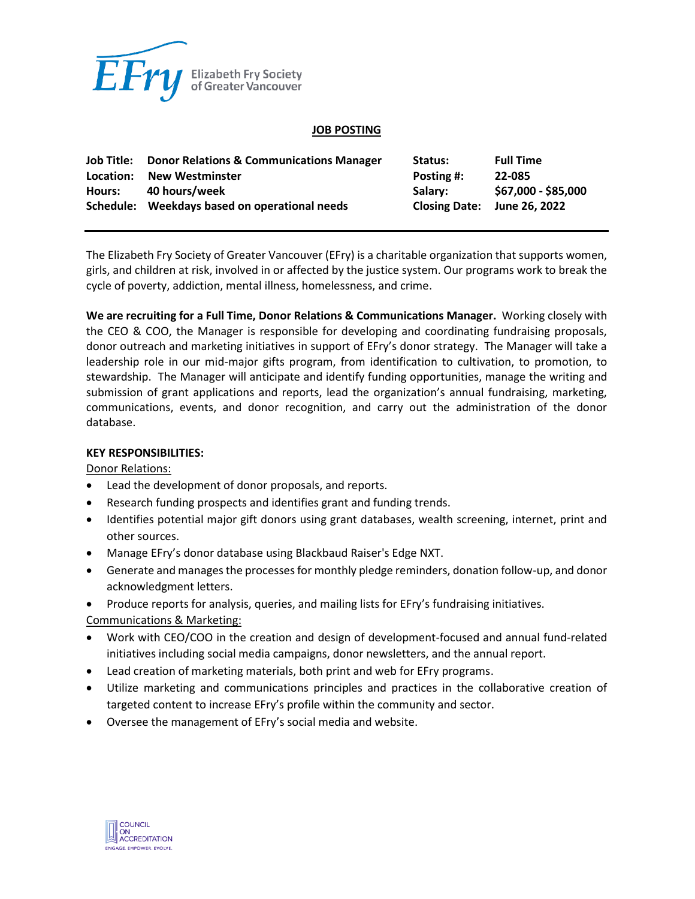**JOB POSTING**

| | | | |
|---|---|---|---|
| **Job Title:** | **Donor Relations & Communications Manager** | **Status:** | **Full Time** |
| **Location:** | **New Westminster** | **Posting #:** | **22-085** |
| **Hours:** | **40 hours/week** | **Salary:** | **$67,000 - $85,000** |
| **Schedule:** | **Weekdays based on operational needs** | **Closing Date:** | **June 26, 2022** |

The Elizabeth Fry Society of Greater Vancouver (EFry) is a charitable organization that supports women, girls, and children at risk, involved in or affected by the justice system. Our programs work to break the cycle of poverty, addiction, mental illness, homelessness, and crime.

**We are recruiting for a Full Time, Donor Relations & Communications Manager.** Working closely with the CEO & COO, the Manager is responsible for developing and coordinating fundraising proposals, donor outreach and marketing initiatives in support of EFry's donor strategy. The Manager will take a leadership role in our mid-major gifts program, from identification to cultivation, to promotion, to stewardship. The Manager will anticipate and identify funding opportunities, manage the writing and submission of grant applications and reports, lead the organization's annual fundraising, marketing, communications, events, and donor recognition, and carry out the administration of the donor database.

**KEY RESPONSIBILITIES:**

Donor Relations:

- Lead the development of donor proposals, and reports.
- Research funding prospects and identifies grant and funding trends.
- Identifies potential major gift donors using grant databases, wealth screening, internet, print and other sources.
- Manage EFry's donor database using Blackbaud Raiser's Edge NXT.
- Generate and manages the processes for monthly pledge reminders, donation follow-up, and donor acknowledgment letters.
- Produce reports for analysis, queries, and mailing lists for EFry's fundraising initiatives.

Communications & Marketing:

- Work with CEO/COO in the creation and design of development-focused and annual fund-related initiatives including social media campaigns, donor newsletters, and the annual report.
- Lead creation of marketing materials, both print and web for EFry programs.
- Utilize marketing and communications principles and practices in the collaborative creation of targeted content to increase EFry's profile within the community and sector.
- Oversee the management of EFry's social media and website.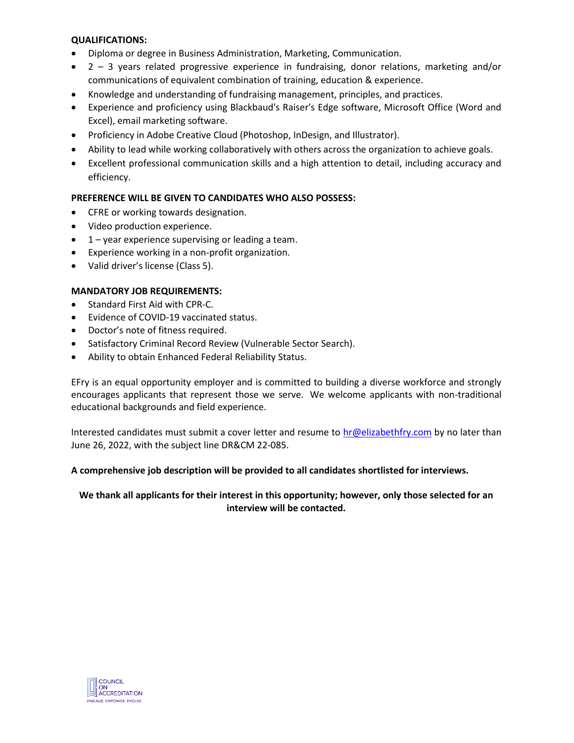**QUALIFICATIONS:**

- Diploma or degree in Business Administration, Marketing, Communication.
- 2 – 3 years related progressive experience in fundraising, donor relations, marketing and/or communications of equivalent combination of training, education & experience.
- Knowledge and understanding of fundraising management, principles, and practices.
- Experience and proficiency using Blackbaud's Raiser's Edge software, Microsoft Office (Word and Excel), email marketing software.
- Proficiency in Adobe Creative Cloud (Photoshop, InDesign, and Illustrator).
- Ability to lead while working collaboratively with others across the organization to achieve goals.
- Excellent professional communication skills and a high attention to detail, including accuracy and efficiency.

**PREFERENCE WILL BE GIVEN TO CANDIDATES WHO ALSO POSSESS:**

- CFRE or working towards designation.
- Video production experience.
- 1 – year experience supervising or leading a team.
- Experience working in a non-profit organization.
- Valid driver's license (Class 5).

**MANDATORY JOB REQUIREMENTS:**

- Standard First Aid with CPR-C.
- Evidence of COVID-19 vaccinated status.
- Doctor's note of fitness required.
- Satisfactory Criminal Record Review (Vulnerable Sector Search).
- Ability to obtain Enhanced Federal Reliability Status.

EFry is an equal opportunity employer and is committed to building a diverse workforce and strongly encourages applicants that represent those we serve. We welcome applicants with non-traditional educational backgrounds and field experience.

Interested candidates must submit a cover letter and resume to hr@elizabethfry.com by no later than June 26, 2022, with the subject line DR&CM 22-085.

**A comprehensive job description will be provided to all candidates shortlisted for interviews.**

**We thank all applicants for their interest in this opportunity; however, only those selected for an interview will be contacted.**

COUNCIL ON ACCREDITATION
ENGAGE. EMPOWER. EVOLVE.